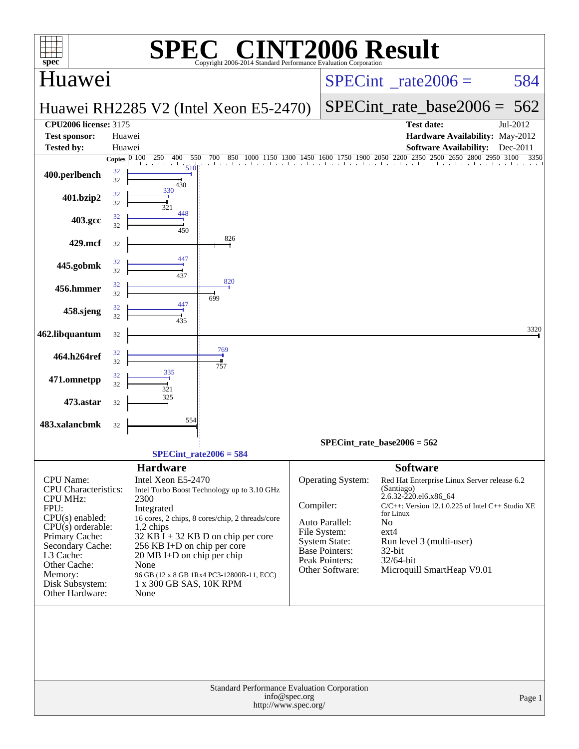# SPEC® CINT2006 Result

Copyright 2006-2014 Standard Performance Evaluation Corporation

## Huawei

**Huawei RH2285 V2 (Intel Xeon E5-2470)**

SPECint_rate2006 = 584

SPECint_rate_base2006 = 562

| | | | |
|---|---|---|---|
| **CPU2006 license:** 3175 | | **Test date:** | Jul-2012 |
| **Test sponsor:** | Huawei | **Hardware Availability:** | May-2012 |
| **Tested by:** | Huawei | **Software Availability:** | Dec-2011 |

| Benchmark | Copies (peak) | Peak | Copies (base) | Base |
|---|---|---|---|---|
| 400.perlbench | 32 | 510 | 32 | 430 |
| 401.bzip2 | 32 | 330 | 32 | 321 |
| 403.gcc | 32 | 448 | 32 | 450 |
| 429.mcf | | | 32 | 826 |
| 445.gobmk | 32 | 447 | 32 | 437 |
| 456.hmmer | 32 | 820 | 32 | 699 |
| 458.sjeng | 32 | 447 | 32 | 435 |
| 462.libquantum | | | 32 | 3320 |
| 464.h264ref | 32 | 769 | 32 | 757 |
| 471.omnetpp | 32 | 335 | 32 | 321 |
| 473.astar | | | 32 | 325 |
| 483.xalancbmk | | | 32 | 554 |

SPECint_rate_base2006 = 562

SPECint_rate2006 = 584

### Hardware

| | |
|---|---|
| CPU Name: | Intel Xeon E5-2470 |
| CPU Characteristics: | Intel Turbo Boost Technology up to 3.10 GHz |
| CPU MHz: | 2300 |
| FPU: | Integrated |
| CPU(s) enabled: | 16 cores, 2 chips, 8 cores/chip, 2 threads/core |
| CPU(s) orderable: | 1,2 chips |
| Primary Cache: | 32 KB I + 32 KB D on chip per core |
| Secondary Cache: | 256 KB I+D on chip per core |
| L3 Cache: | 20 MB I+D on chip per chip |
| Other Cache: | None |
| Memory: | 96 GB (12 x 8 GB 1Rx4 PC3-12800R-11, ECC) |
| Disk Subsystem: | 1 x 300 GB SAS, 10K RPM |
| Other Hardware: | None |

### Software

| | |
|---|---|
| Operating System: | Red Hat Enterprise Linux Server release 6.2 (Santiago) 2.6.32-220.el6.x86_64 |
| Compiler: | C/C++: Version 12.1.0.225 of Intel C++ Studio XE for Linux |
| Auto Parallel: | No |
| File System: | ext4 |
| System State: | Run level 3 (multi-user) |
| Base Pointers: | 32-bit |
| Peak Pointers: | 32/64-bit |
| Other Software: | Microquill SmartHeap V9.01 |

Standard Performance Evaluation Corporation
info@spec.org
http://www.spec.org/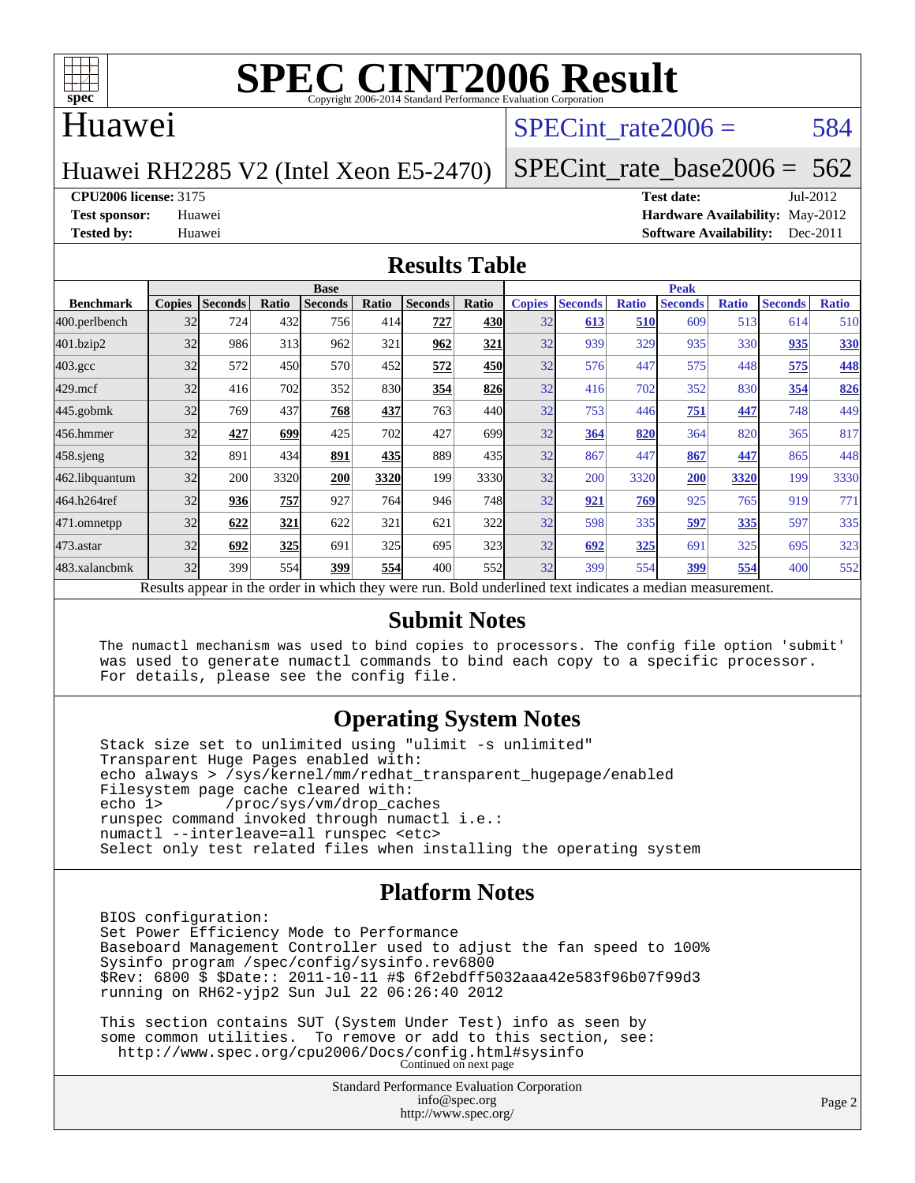# SPEC CINT2006 Result

Copyright 2006-2014 Standard Performance Evaluation Corporation

## Huawei

Huawei RH2285 V2 (Intel Xeon E5-2470)

SPECint_rate2006 = 584

SPECint_rate_base2006 = 562

**CPU2006 license:** 3175
**Test sponsor:** Huawei
**Tested by:** Huawei

**Test date:** Jul-2012
**Hardware Availability:** May-2012
**Software Availability:** Dec-2011

## Results Table

| Benchmark | Base | | | | | | | Peak | | | | | | |
|---|---|---|---|---|---|---|---|---|---|---|---|---|---|---|
| | Copies | Seconds | Ratio | Seconds | Ratio | Seconds | Ratio | Copies | Seconds | Ratio | Seconds | Ratio | Seconds | Ratio |
| 400.perlbench | 32 | 724 | 432 | 756 | 414 | **727** | **430** | 32 | **613** | **510** | 609 | 513 | 614 | 510 |
| 401.bzip2 | 32 | 986 | 313 | 962 | 321 | **962** | **321** | 32 | 939 | 329 | 935 | 330 | **935** | **330** |
| 403.gcc | 32 | 572 | 450 | 570 | 452 | **572** | **450** | 32 | 576 | 447 | 575 | 448 | **575** | **448** |
| 429.mcf | 32 | 416 | 702 | 352 | 830 | **354** | **826** | 32 | 416 | 702 | 352 | 830 | **354** | **826** |
| 445.gobmk | 32 | 769 | 437 | **768** | **437** | 763 | 440 | 32 | 753 | 446 | **751** | **447** | 748 | 449 |
| 456.hmmer | 32 | **427** | **699** | 425 | 702 | 427 | 699 | 32 | **364** | **820** | 364 | 820 | 365 | 817 |
| 458.sjeng | 32 | 891 | 434 | **891** | **435** | 889 | 435 | 32 | 867 | 447 | **867** | **447** | 865 | 448 |
| 462.libquantum | 32 | 200 | 3320 | **200** | **3320** | 199 | 3330 | 32 | 200 | 3320 | **200** | **3320** | 199 | 3330 |
| 464.h264ref | 32 | **936** | **757** | 927 | 764 | 946 | 748 | 32 | **921** | **769** | 925 | 765 | 919 | 771 |
| 471.omnetpp | 32 | **622** | **321** | 622 | 321 | 621 | 322 | 32 | 598 | 335 | **597** | **335** | 597 | 335 |
| 473.astar | 32 | **692** | **325** | 691 | 325 | 695 | 323 | 32 | **692** | **325** | 691 | 325 | 695 | 323 |
| 483.xalancbmk | 32 | 399 | 554 | **399** | **554** | 400 | 552 | 32 | 399 | 554 | **399** | **554** | 400 | 552 |

Results appear in the order in which they were run. Bold underlined text indicates a median measurement.

## Submit Notes

```
The numactl mechanism was used to bind copies to processors. The config file option 'submit'
was used to generate numactl commands to bind each copy to a specific processor.
For details, please see the config file.
```

## Operating System Notes

```
Stack size set to unlimited using "ulimit -s unlimited"
Transparent Huge Pages enabled with:
echo always > /sys/kernel/mm/redhat_transparent_hugepage/enabled
Filesystem page cache cleared with:
echo 1>       /proc/sys/vm/drop_caches
runspec command invoked through numactl i.e.:
numactl --interleave=all runspec <etc>
Select only test related files when installing the operating system
```

## Platform Notes

```
BIOS configuration:
Set Power Efficiency Mode to Performance
Baseboard Management Controller used to adjust the fan speed to 100%
Sysinfo program /spec/config/sysinfo.rev6800
$Rev: 6800 $ $Date:: 2011-10-11 #$ 6f2ebdff5032aaa42e583f96b07f99d3
running on RH62-yjp2 Sun Jul 22 06:26:40 2012

This section contains SUT (System Under Test) info as seen by
some common utilities.  To remove or add to this section, see:
  http://www.spec.org/cpu2006/Docs/config.html#sysinfo
```

Continued on next page

Standard Performance Evaluation Corporation
info@spec.org
http://www.spec.org/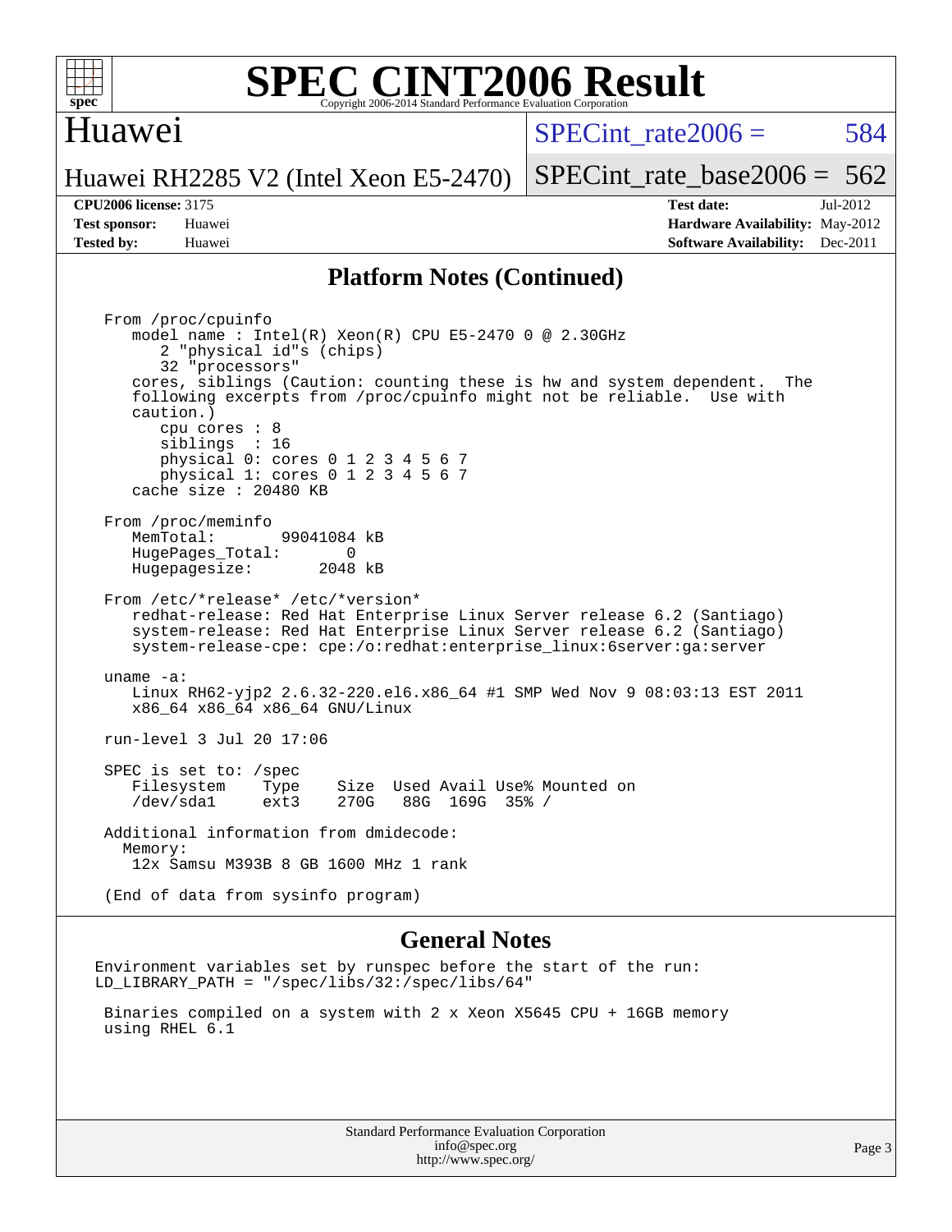# SPEC CINT2006 Result

Copyright 2006-2014 Standard Performance Evaluation Corporation

## Huawei

Huawei RH2285 V2 (Intel Xeon E5-2470)

SPECint_rate2006 = 584

SPECint_rate_base2006 = 562

**CPU2006 license:** 3175
**Test sponsor:** Huawei
**Tested by:** Huawei

**Test date:** Jul-2012
**Hardware Availability:** May-2012
**Software Availability:** Dec-2011

## Platform Notes (Continued)

```
From /proc/cpuinfo
   model name : Intel(R) Xeon(R) CPU E5-2470 0 @ 2.30GHz
      2 "physical id"s (chips)
      32 "processors"
   cores, siblings (Caution: counting these is hw and system dependent.  The
   following excerpts from /proc/cpuinfo might not be reliable.  Use with
   caution.)
      cpu cores : 8
      siblings  : 16
      physical 0: cores 0 1 2 3 4 5 6 7
      physical 1: cores 0 1 2 3 4 5 6 7
   cache size : 20480 KB

From /proc/meminfo
   MemTotal:       99041084 kB
   HugePages_Total:       0
   Hugepagesize:       2048 kB

From /etc/*release* /etc/*version*
   redhat-release: Red Hat Enterprise Linux Server release 6.2 (Santiago)
   system-release: Red Hat Enterprise Linux Server release 6.2 (Santiago)
   system-release-cpe: cpe:/o:redhat:enterprise_linux:6server:ga:server

uname -a:
   Linux RH62-yjp2 2.6.32-220.el6.x86_64 #1 SMP Wed Nov 9 08:03:13 EST 2011
   x86_64 x86_64 x86_64 GNU/Linux

run-level 3 Jul 20 17:06

SPEC is set to: /spec
   Filesystem    Type    Size  Used Avail Use% Mounted on
   /dev/sda1     ext3    270G   88G  169G  35% /

Additional information from dmidecode:
  Memory:
   12x Samsu M393B 8 GB 1600 MHz 1 rank

(End of data from sysinfo program)
```

## General Notes

```
Environment variables set by runspec before the start of the run:
LD_LIBRARY_PATH = "/spec/libs/32:/spec/libs/64"

 Binaries compiled on a system with 2 x Xeon X5645 CPU + 16GB memory
 using RHEL 6.1
```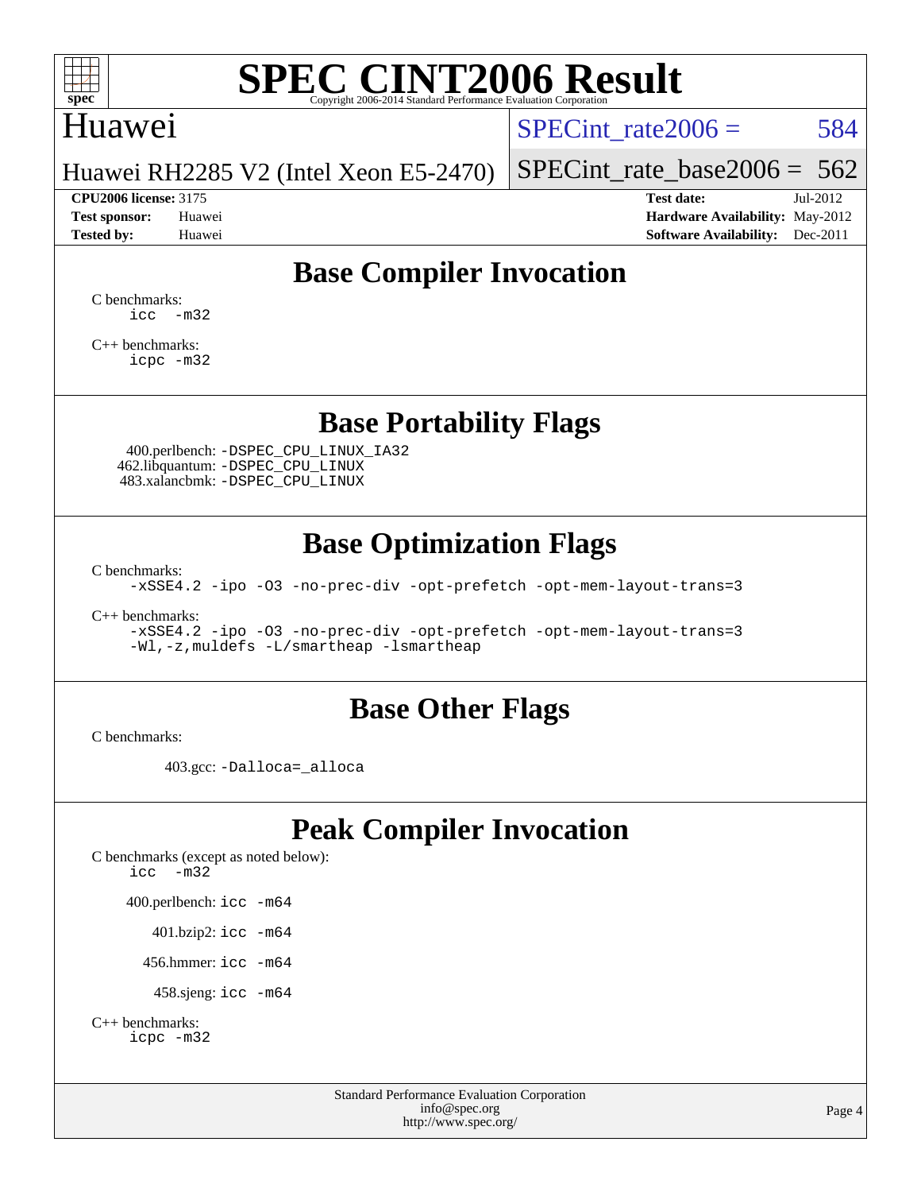# SPEC CINT2006 Result

Huawei

Huawei RH2285 V2 (Intel Xeon E5-2470)

SPECint_rate2006 = 584

SPECint_rate_base2006 = 562

**CPU2006 license:** 3175
**Test sponsor:** Huawei
**Tested by:** Huawei

**Test date:** Jul-2012
**Hardware Availability:** May-2012
**Software Availability:** Dec-2011

## Base Compiler Invocation

C benchmarks:
```
icc -m32
```

C++ benchmarks:
```
icpc -m32
```

## Base Portability Flags

400.perlbench: `-DSPEC_CPU_LINUX_IA32`
462.libquantum: `-DSPEC_CPU_LINUX`
483.xalancbmk: `-DSPEC_CPU_LINUX`

## Base Optimization Flags

C benchmarks:
```
-xSSE4.2 -ipo -O3 -no-prec-div -opt-prefetch -opt-mem-layout-trans=3
```

C++ benchmarks:
```
-xSSE4.2 -ipo -O3 -no-prec-div -opt-prefetch -opt-mem-layout-trans=3
-Wl,-z,muldefs -L/smartheap -lsmartheap
```

## Base Other Flags

C benchmarks:

403.gcc: `-Dalloca=_alloca`

## Peak Compiler Invocation

C benchmarks (except as noted below):
```
icc -m32
```

400.perlbench: `icc -m64`

401.bzip2: `icc -m64`

456.hmmer: `icc -m64`

458.sjeng: `icc -m64`

C++ benchmarks:
```
icpc -m32
```

Standard Performance Evaluation Corporation
info@spec.org
http://www.spec.org/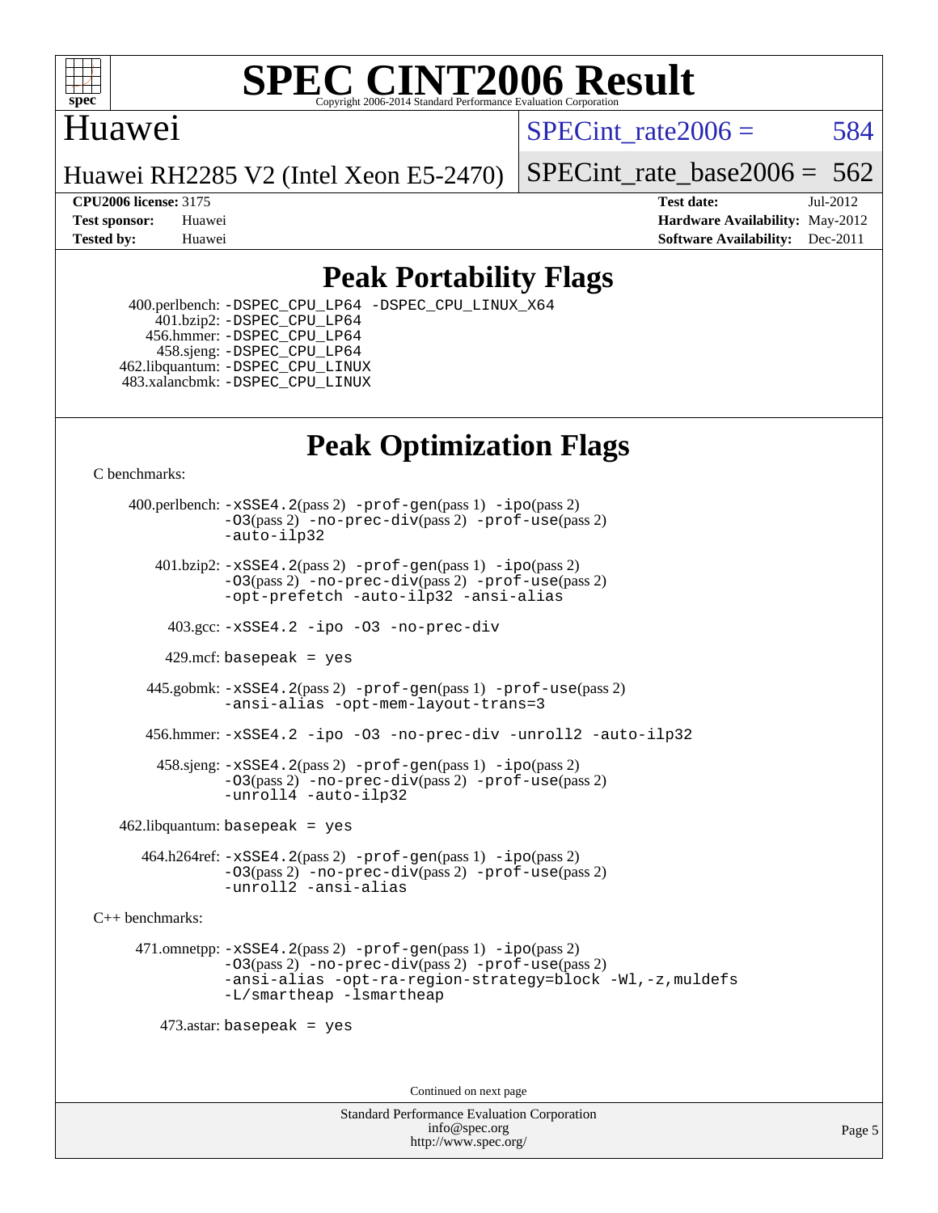# SPEC CINT2006 Result

Copyright 2006-2014 Standard Performance Evaluation Corporation

## Huawei

Huawei RH2285 V2 (Intel Xeon E5-2470)

SPECint_rate2006 = 584

SPECint_rate_base2006 = 562

| | | | |
|---|---|---|---|
| **CPU2006 license:** 3175 | | **Test date:** | Jul-2012 |
| **Test sponsor:** | Huawei | **Hardware Availability:** | May-2012 |
| **Tested by:** | Huawei | **Software Availability:** | Dec-2011 |

## Peak Portability Flags

400.perlbench: -DSPEC_CPU_LP64 -DSPEC_CPU_LINUX_X64
401.bzip2: -DSPEC_CPU_LP64
456.hmmer: -DSPEC_CPU_LP64
458.sjeng: -DSPEC_CPU_LP64
462.libquantum: -DSPEC_CPU_LINUX
483.xalancbmk: -DSPEC_CPU_LINUX

## Peak Optimization Flags

C benchmarks:

400.perlbench: -xSSE4.2(pass 2) -prof-gen(pass 1) -ipo(pass 2) -O3(pass 2) -no-prec-div(pass 2) -prof-use(pass 2) -auto-ilp32

401.bzip2: -xSSE4.2(pass 2) -prof-gen(pass 1) -ipo(pass 2) -O3(pass 2) -no-prec-div(pass 2) -prof-use(pass 2) -opt-prefetch -auto-ilp32 -ansi-alias

403.gcc: -xSSE4.2 -ipo -O3 -no-prec-div

429.mcf: basepeak = yes

445.gobmk: -xSSE4.2(pass 2) -prof-gen(pass 1) -prof-use(pass 2) -ansi-alias -opt-mem-layout-trans=3

456.hmmer: -xSSE4.2 -ipo -O3 -no-prec-div -unroll2 -auto-ilp32

458.sjeng: -xSSE4.2(pass 2) -prof-gen(pass 1) -ipo(pass 2) -O3(pass 2) -no-prec-div(pass 2) -prof-use(pass 2) -unroll4 -auto-ilp32

462.libquantum: basepeak = yes

464.h264ref: -xSSE4.2(pass 2) -prof-gen(pass 1) -ipo(pass 2) -O3(pass 2) -no-prec-div(pass 2) -prof-use(pass 2) -unroll2 -ansi-alias

C++ benchmarks:

471.omnetpp: -xSSE4.2(pass 2) -prof-gen(pass 1) -ipo(pass 2) -O3(pass 2) -no-prec-div(pass 2) -prof-use(pass 2) -ansi-alias -opt-ra-region-strategy=block -Wl,-z,muldefs -L/smartheap -lsmartheap

473.astar: basepeak = yes

Continued on next page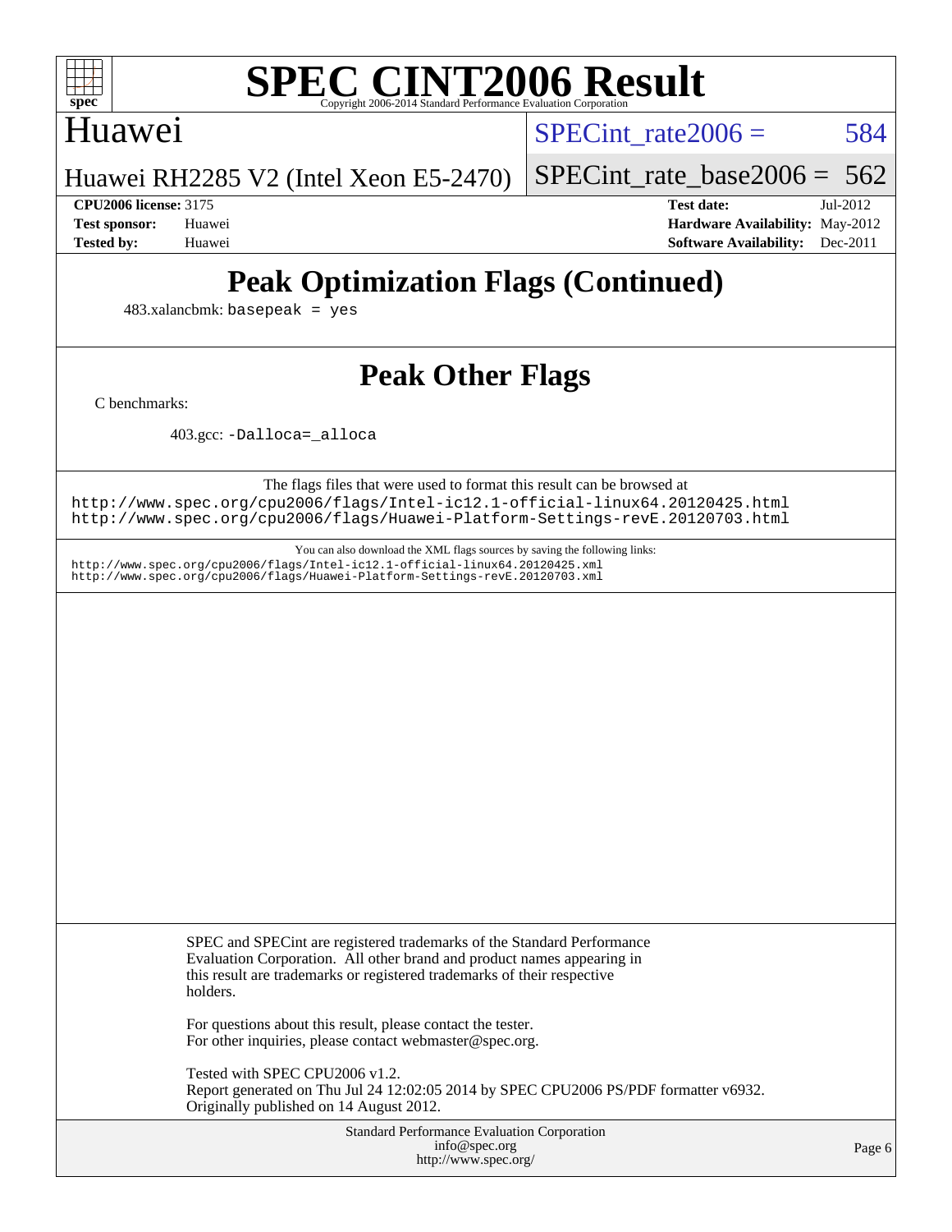# SPEC CINT2006 Result

Copyright 2006-2014 Standard Performance Evaluation Corporation

Huawei

Huawei RH2285 V2 (Intel Xeon E5-2470)

SPECint_rate2006 = 584

SPECint_rate_base2006 = 562

**CPU2006 license:** 3175
**Test sponsor:** Huawei
**Tested by:** Huawei

**Test date:** Jul-2012
**Hardware Availability:** May-2012
**Software Availability:** Dec-2011

## Peak Optimization Flags (Continued)

483.xalancbmk: basepeak = yes

## Peak Other Flags

C benchmarks:

403.gcc: -Dalloca=_alloca

The flags files that were used to format this result can be browsed at
http://www.spec.org/cpu2006/flags/Intel-ic12.1-official-linux64.20120425.html
http://www.spec.org/cpu2006/flags/Huawei-Platform-Settings-revE.20120703.html

You can also download the XML flags sources by saving the following links:
http://www.spec.org/cpu2006/flags/Intel-ic12.1-official-linux64.20120425.xml
http://www.spec.org/cpu2006/flags/Huawei-Platform-Settings-revE.20120703.xml

SPEC and SPECint are registered trademarks of the Standard Performance Evaluation Corporation. All other brand and product names appearing in this result are trademarks or registered trademarks of their respective holders.

For questions about this result, please contact the tester.
For other inquiries, please contact webmaster@spec.org.

Tested with SPEC CPU2006 v1.2.
Report generated on Thu Jul 24 12:02:05 2014 by SPEC CPU2006 PS/PDF formatter v6932.
Originally published on 14 August 2012.

Standard Performance Evaluation Corporation
info@spec.org
http://www.spec.org/